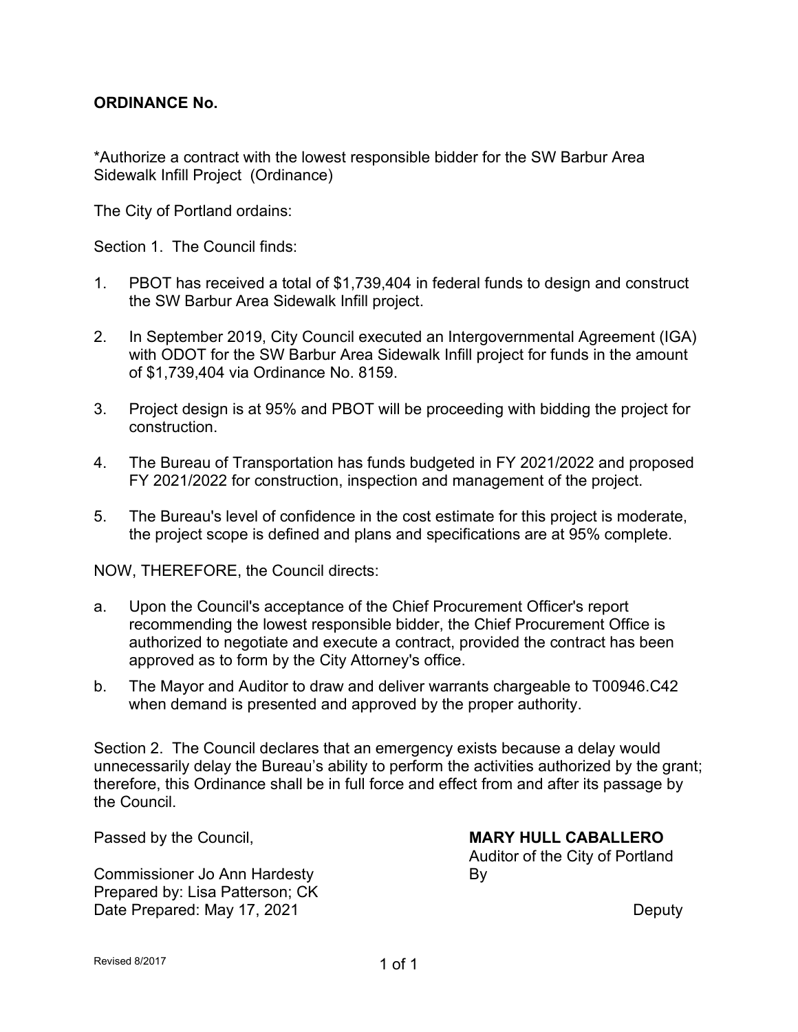**ORDINANCE No.**

*Authorize a contract with the lowest responsible bidder for the SW Barbur Area Sidewalk Infill Project (Ordinance)

The City of Portland ordains:

Section 1. The Council finds:

1. PBOT has received a total of $1,739,404 in federal funds to design and construct the SW Barbur Area Sidewalk Infill project.

2. In September 2019, City Council executed an Intergovernmental Agreement (IGA) with ODOT for the SW Barbur Area Sidewalk Infill project for funds in the amount of $1,739,404 via Ordinance No. 8159.

3. Project design is at 95% and PBOT will be proceeding with bidding the project for construction.

4. The Bureau of Transportation has funds budgeted in FY 2021/2022 and proposed FY 2021/2022 for construction, inspection and management of the project.

5. The Bureau's level of confidence in the cost estimate for this project is moderate, the project scope is defined and plans and specifications are at 95% complete.

NOW, THEREFORE, the Council directs:

a. Upon the Council's acceptance of the Chief Procurement Officer's report recommending the lowest responsible bidder, the Chief Procurement Office is authorized to negotiate and execute a contract, provided the contract has been approved as to form by the City Attorney's office.

b. The Mayor and Auditor to draw and deliver warrants chargeable to T00946.C42 when demand is presented and approved by the proper authority.

Section 2. The Council declares that an emergency exists because a delay would unnecessarily delay the Bureau's ability to perform the activities authorized by the grant; therefore, this Ordinance shall be in full force and effect from and after its passage by the Council.

Passed by the Council,

Commissioner Jo Ann Hardesty
Prepared by: Lisa Patterson; CK
Date Prepared: May 17, 2021

**MARY HULL CABALLERO**
Auditor of the City of Portland
By

Deputy

Revised 8/2017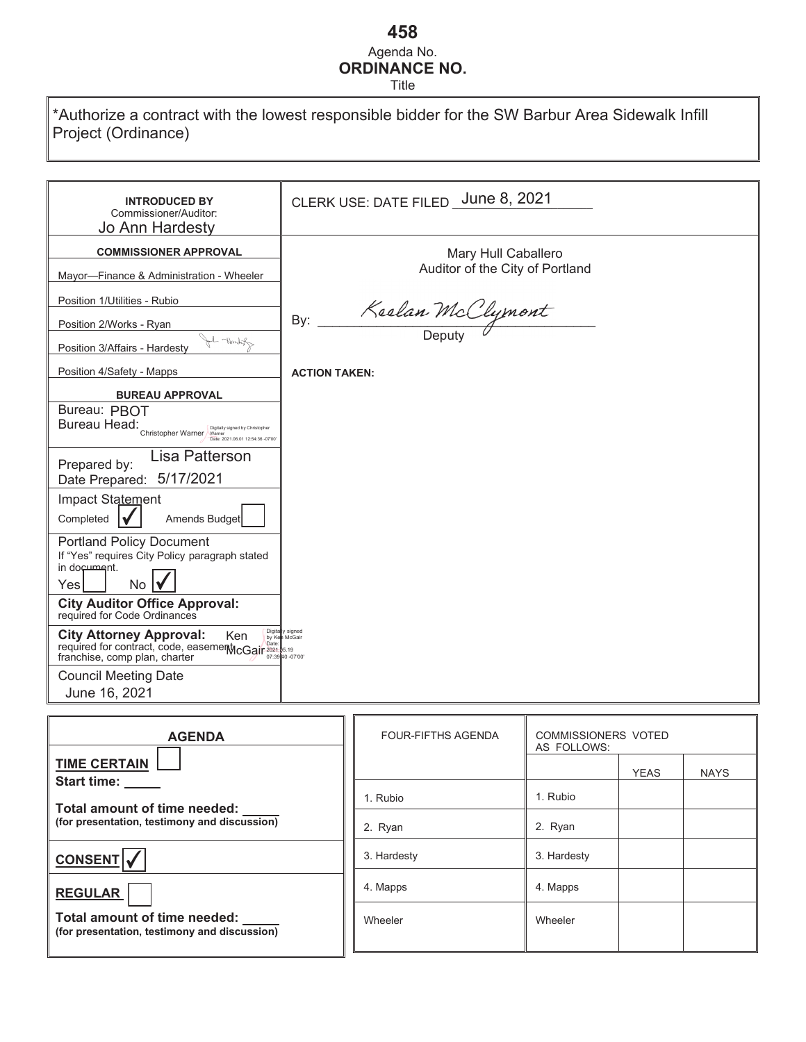# 458

Agenda No.

## ORDINANCE NO.

Title

*Authorize a contract with the lowest responsible bidder for the SW Barbur Area Sidewalk Infill Project (Ordinance)

| **INTRODUCED BY** Commissioner/Auditor: Jo Ann Hardesty | CLERK USE: DATE FILED June 8, 2021 |
|---|---|
| **COMMISSIONER APPROVAL** | Mary Hull Caballero<br>Auditor of the City of Portland |
| Mayor—Finance & Administration - Wheeler | |
| Position 1/Utilities - Rubio | By: Keelan McClymont<br>Deputy |
| Position 2/Works - Ryan | |
| Position 3/Affairs - Hardesty | |
| Position 4/Safety - Mapps | **ACTION TAKEN:** |
| **BUREAU APPROVAL** | |
| Bureau: PBOT<br>Bureau Head: Christopher Warner (Digitally signed by Christopher Warner Date: 2021.06.01 12:54:36 -07'00') | |
| Prepared by: Lisa Patterson<br>Date Prepared: 5/17/2021 | |
| Impact Statement<br>Completed ✓ Amends Budget ☐ | |
| Portland Policy Document<br>If "Yes" requires City Policy paragraph stated in document.<br>Yes ☐ No ✓ | |
| **City Auditor Office Approval:** required for Code Ordinances | |
| **City Attorney Approval:** required for contract, code, easement, franchise, comp plan, charter — Ken McGair (Digitally signed by Ken McGair Date: 2021.05.19 07:39:40 -07'00') | |
| Council Meeting Date<br>June 16, 2021 | |

| **AGENDA** |
|---|
| **TIME CERTAIN** ☐<br>**Start time:** ____ |
| **Total amount of time needed:** ____<br>**(for presentation, testimony and discussion)** |
| **CONSENT** ✓ |
| **REGULAR** ☐ |
| **Total amount of time needed:** ____<br>**(for presentation, testimony and discussion)** |

| FOUR-FIFTHS AGENDA | COMMISSIONERS VOTED AS FOLLOWS: | YEAS | NAYS |
|---|---|---|---|
| 1. Rubio | 1. Rubio | | |
| 2. Ryan | 2. Ryan | | |
| 3. Hardesty | 3. Hardesty | | |
| 4. Mapps | 4. Mapps | | |
| Wheeler | Wheeler | | |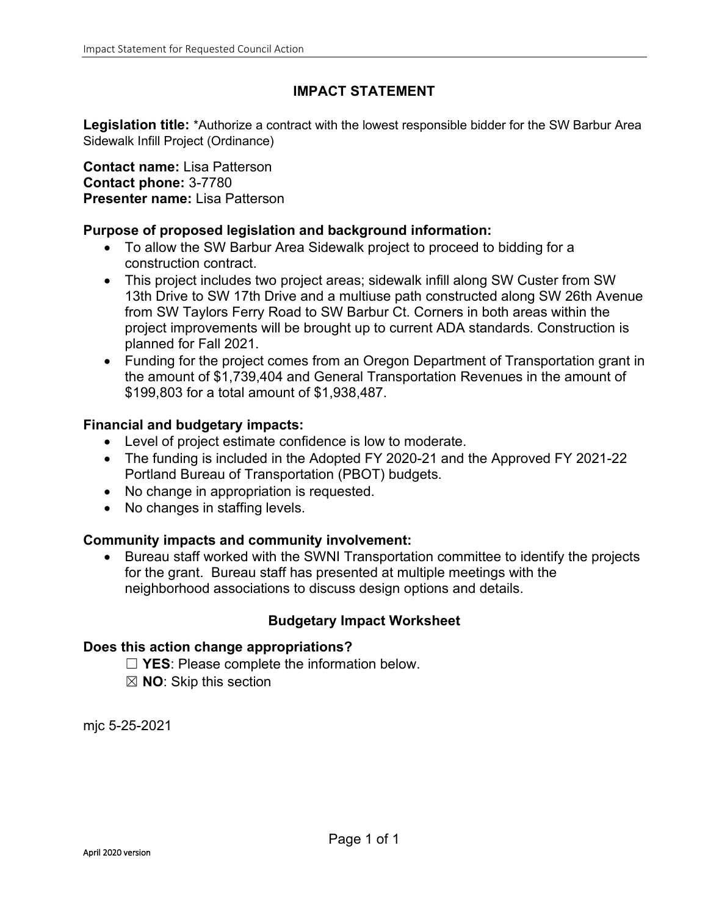# IMPACT STATEMENT

**Legislation title:** *Authorize a contract with the lowest responsible bidder for the SW Barbur Area Sidewalk Infill Project (Ordinance)

**Contact name:** Lisa Patterson
**Contact phone:** 3-7780
**Presenter name:** Lisa Patterson

**Purpose of proposed legislation and background information:**

- To allow the SW Barbur Area Sidewalk project to proceed to bidding for a construction contract.
- This project includes two project areas; sidewalk infill along SW Custer from SW 13th Drive to SW 17th Drive and a multiuse path constructed along SW 26th Avenue from SW Taylors Ferry Road to SW Barbur Ct. Corners in both areas within the project improvements will be brought up to current ADA standards. Construction is planned for Fall 2021.
- Funding for the project comes from an Oregon Department of Transportation grant in the amount of $1,739,404 and General Transportation Revenues in the amount of $199,803 for a total amount of $1,938,487.

**Financial and budgetary impacts:**

- Level of project estimate confidence is low to moderate.
- The funding is included in the Adopted FY 2020-21 and the Approved FY 2021-22 Portland Bureau of Transportation (PBOT) budgets.
- No change in appropriation is requested.
- No changes in staffing levels.

**Community impacts and community involvement:**

- Bureau staff worked with the SWNI Transportation committee to identify the projects for the grant. Bureau staff has presented at multiple meetings with the neighborhood associations to discuss design options and details.

**Budgetary Impact Worksheet**

**Does this action change appropriations?**

☐ **YES**: Please complete the information below.
☒ **NO**: Skip this section

mjc 5-25-2021